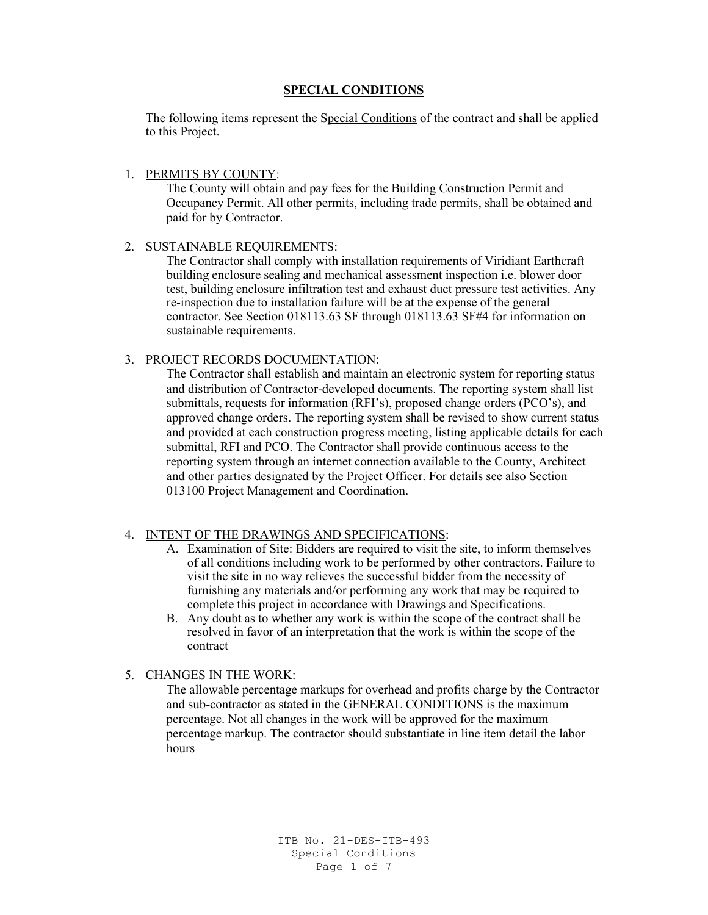# SPECIAL CONDITIONS

The following items represent the Special Conditions of the contract and shall be applied to this Project.

1. PERMITS BY COUNTY:

   The County will obtain and pay fees for the Building Construction Permit and Occupancy Permit. All other permits, including trade permits, shall be obtained and paid for by Contractor.

2. SUSTAINABLE REQUIREMENTS:

   The Contractor shall comply with installation requirements of Viridiant Earthcraft building enclosure sealing and mechanical assessment inspection i.e. blower door test, building enclosure infiltration test and exhaust duct pressure test activities. Any re-inspection due to installation failure will be at the expense of the general contractor. See Section 018113.63 SF through 018113.63 SF#4 for information on sustainable requirements.

3. PROJECT RECORDS DOCUMENTATION:

   The Contractor shall establish and maintain an electronic system for reporting status and distribution of Contractor-developed documents. The reporting system shall list submittals, requests for information (RFI's), proposed change orders (PCO's), and approved change orders. The reporting system shall be revised to show current status and provided at each construction progress meeting, listing applicable details for each submittal, RFI and PCO. The Contractor shall provide continuous access to the reporting system through an internet connection available to the County, Architect and other parties designated by the Project Officer. For details see also Section 013100 Project Management and Coordination.

4. INTENT OF THE DRAWINGS AND SPECIFICATIONS:

   A. Examination of Site: Bidders are required to visit the site, to inform themselves of all conditions including work to be performed by other contractors. Failure to visit the site in no way relieves the successful bidder from the necessity of furnishing any materials and/or performing any work that may be required to complete this project in accordance with Drawings and Specifications.

   B. Any doubt as to whether any work is within the scope of the contract shall be resolved in favor of an interpretation that the work is within the scope of the contract

5. CHANGES IN THE WORK:

   The allowable percentage markups for overhead and profits charge by the Contractor and sub-contractor as stated in the GENERAL CONDITIONS is the maximum percentage. Not all changes in the work will be approved for the maximum percentage markup. The contractor should substantiate in line item detail the labor hours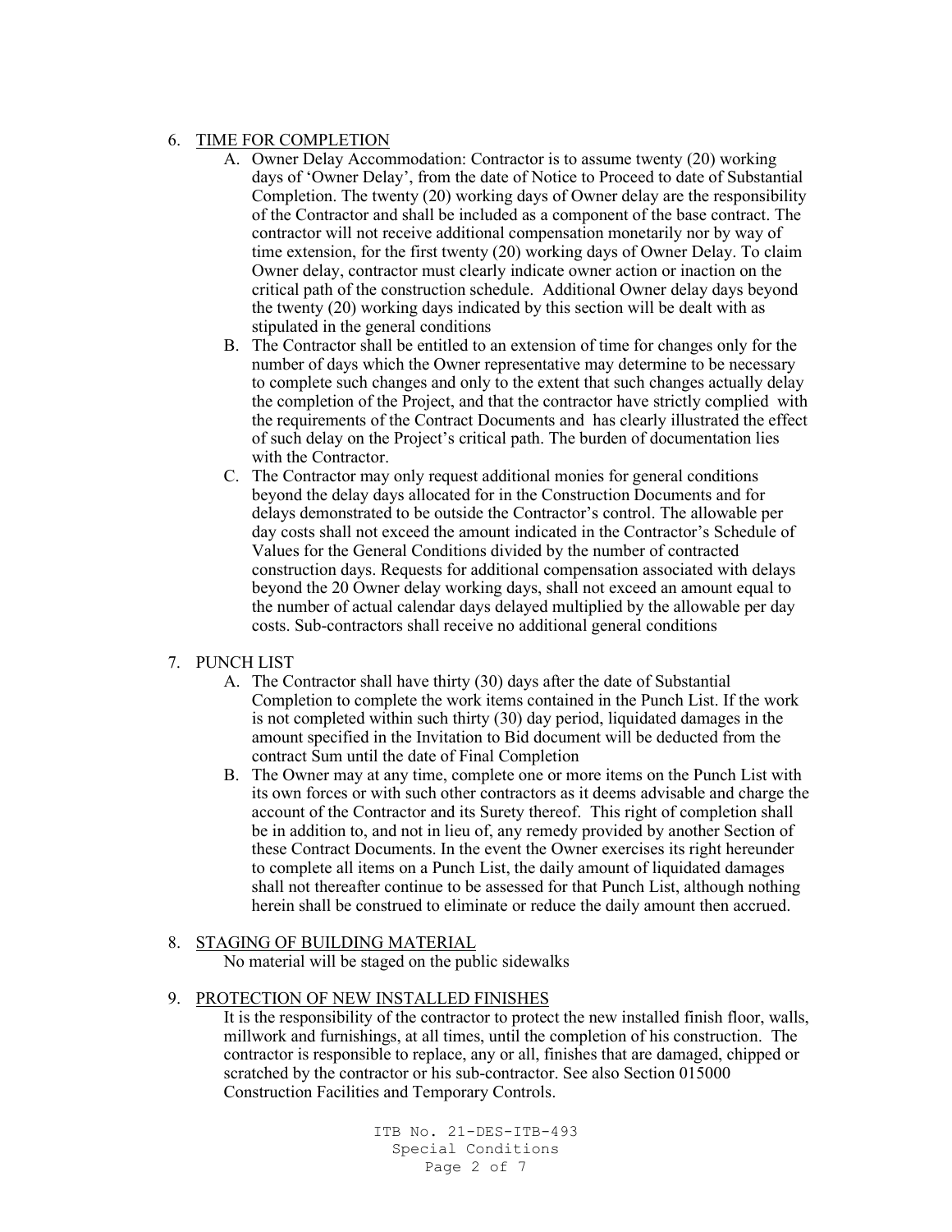6. <u>TIME FOR COMPLETION</u>
   A. Owner Delay Accommodation: Contractor is to assume twenty (20) working days of 'Owner Delay', from the date of Notice to Proceed to date of Substantial Completion. The twenty (20) working days of Owner delay are the responsibility of the Contractor and shall be included as a component of the base contract. The contractor will not receive additional compensation monetarily nor by way of time extension, for the first twenty (20) working days of Owner Delay. To claim Owner delay, contractor must clearly indicate owner action or inaction on the critical path of the construction schedule. Additional Owner delay days beyond the twenty (20) working days indicated by this section will be dealt with as stipulated in the general conditions
   B. The Contractor shall be entitled to an extension of time for changes only for the number of days which the Owner representative may determine to be necessary to complete such changes and only to the extent that such changes actually delay the completion of the Project, and that the contractor have strictly complied with the requirements of the Contract Documents and has clearly illustrated the effect of such delay on the Project's critical path. The burden of documentation lies with the Contractor.
   C. The Contractor may only request additional monies for general conditions beyond the delay days allocated for in the Construction Documents and for delays demonstrated to be outside the Contractor's control. The allowable per day costs shall not exceed the amount indicated in the Contractor's Schedule of Values for the General Conditions divided by the number of contracted construction days. Requests for additional compensation associated with delays beyond the 20 Owner delay working days, shall not exceed an amount equal to the number of actual calendar days delayed multiplied by the allowable per day costs. Sub-contractors shall receive no additional general conditions

7. PUNCH LIST
   A. The Contractor shall have thirty (30) days after the date of Substantial Completion to complete the work items contained in the Punch List. If the work is not completed within such thirty (30) day period, liquidated damages in the amount specified in the Invitation to Bid document will be deducted from the contract Sum until the date of Final Completion
   B. The Owner may at any time, complete one or more items on the Punch List with its own forces or with such other contractors as it deems advisable and charge the account of the Contractor and its Surety thereof. This right of completion shall be in addition to, and not in lieu of, any remedy provided by another Section of these Contract Documents. In the event the Owner exercises its right hereunder to complete all items on a Punch List, the daily amount of liquidated damages shall not thereafter continue to be assessed for that Punch List, although nothing herein shall be construed to eliminate or reduce the daily amount then accrued.

8. <u>STAGING OF BUILDING MATERIAL</u>

   No material will be staged on the public sidewalks

9. <u>PROTECTION OF NEW INSTALLED FINISHES</u>

   It is the responsibility of the contractor to protect the new installed finish floor, walls, millwork and furnishings, at all times, until the completion of his construction. The contractor is responsible to replace, any or all, finishes that are damaged, chipped or scratched by the contractor or his sub-contractor. See also Section 015000 Construction Facilities and Temporary Controls.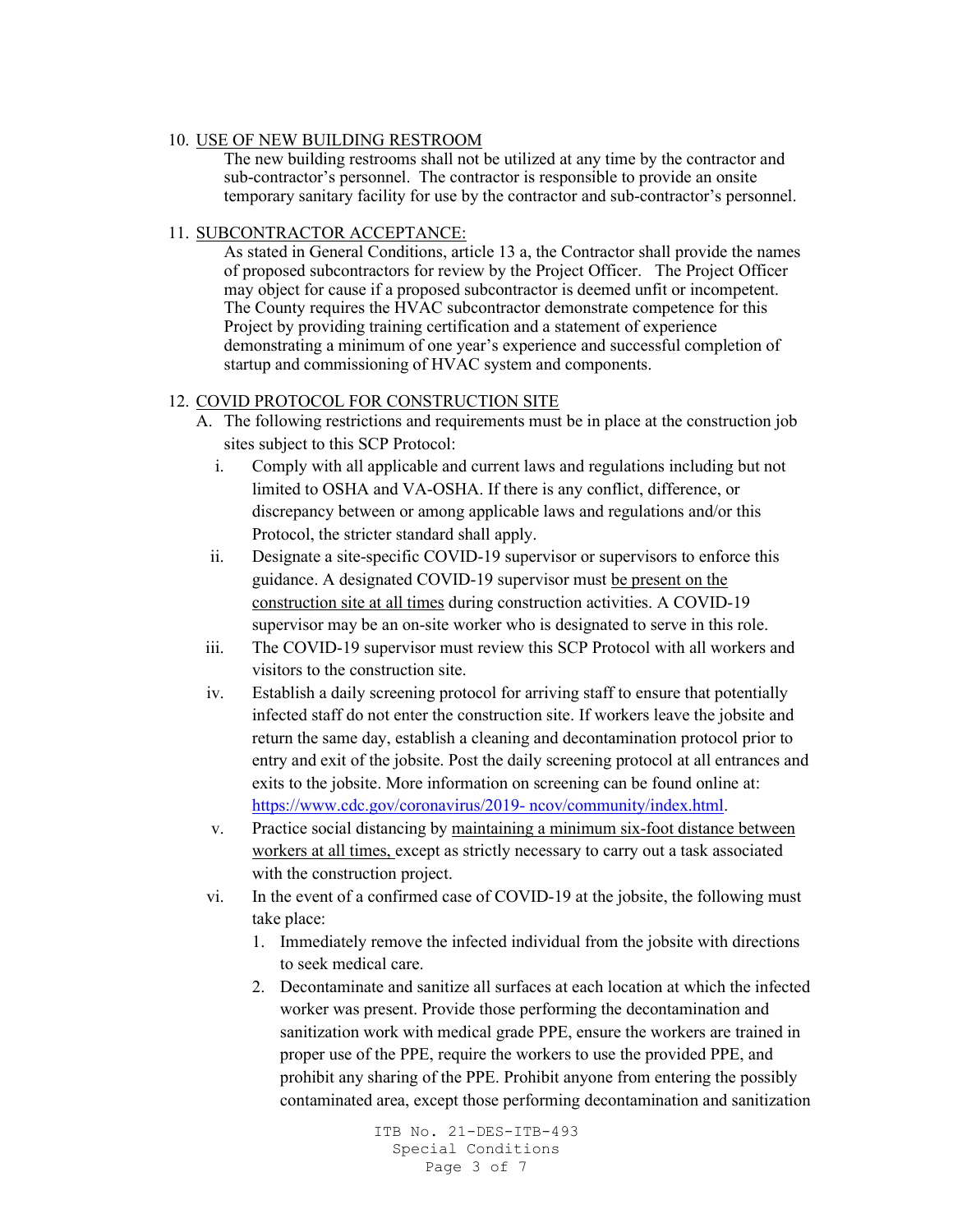10. <u>USE OF NEW BUILDING RESTROOM</u>

    The new building restrooms shall not be utilized at any time by the contractor and sub-contractor's personnel. The contractor is responsible to provide an onsite temporary sanitary facility for use by the contractor and sub-contractor's personnel.

11. <u>SUBCONTRACTOR ACCEPTANCE:</u>

    As stated in General Conditions, article 13 a, the Contractor shall provide the names of proposed subcontractors for review by the Project Officer. The Project Officer may object for cause if a proposed subcontractor is deemed unfit or incompetent. The County requires the HVAC subcontractor demonstrate competence for this Project by providing training certification and a statement of experience demonstrating a minimum of one year's experience and successful completion of startup and commissioning of HVAC system and components.

12. <u>COVID PROTOCOL FOR CONSTRUCTION SITE</u>

    A. The following restrictions and requirements must be in place at the construction job sites subject to this SCP Protocol:

       i. Comply with all applicable and current laws and regulations including but not limited to OSHA and VA-OSHA. If there is any conflict, difference, or discrepancy between or among applicable laws and regulations and/or this Protocol, the stricter standard shall apply.

       ii. Designate a site-specific COVID-19 supervisor or supervisors to enforce this guidance. A designated COVID-19 supervisor must <u>be present on the construction site at all times</u> during construction activities. A COVID-19 supervisor may be an on-site worker who is designated to serve in this role.

       iii. The COVID-19 supervisor must review this SCP Protocol with all workers and visitors to the construction site.

       iv. Establish a daily screening protocol for arriving staff to ensure that potentially infected staff do not enter the construction site. If workers leave the jobsite and return the same day, establish a cleaning and decontamination protocol prior to entry and exit of the jobsite. Post the daily screening protocol at all entrances and exits to the jobsite. More information on screening can be found online at: https://www.cdc.gov/coronavirus/2019- ncov/community/index.html.

       v. Practice social distancing by <u>maintaining a minimum six-foot distance between workers at all times,</u> except as strictly necessary to carry out a task associated with the construction project.

       vi. In the event of a confirmed case of COVID-19 at the jobsite, the following must take place:

          1. Immediately remove the infected individual from the jobsite with directions to seek medical care.

          2. Decontaminate and sanitize all surfaces at each location at which the infected worker was present. Provide those performing the decontamination and sanitization work with medical grade PPE, ensure the workers are trained in proper use of the PPE, require the workers to use the provided PPE, and prohibit any sharing of the PPE. Prohibit anyone from entering the possibly contaminated area, except those performing decontamination and sanitization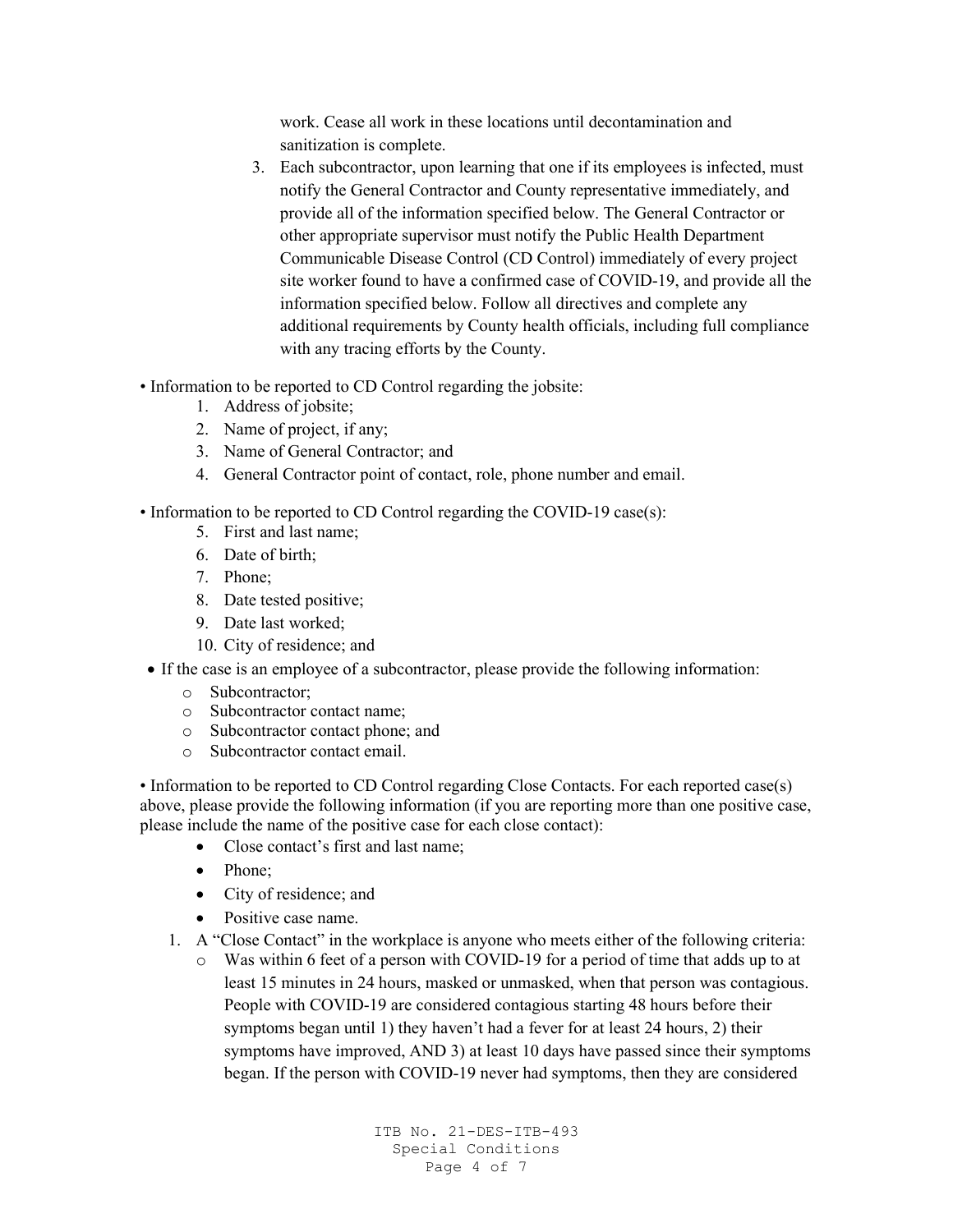work. Cease all work in these locations until decontamination and sanitization is complete.

3. Each subcontractor, upon learning that one if its employees is infected, must notify the General Contractor and County representative immediately, and provide all of the information specified below. The General Contractor or other appropriate supervisor must notify the Public Health Department Communicable Disease Control (CD Control) immediately of every project site worker found to have a confirmed case of COVID-19, and provide all the information specified below. Follow all directives and complete any additional requirements by County health officials, including full compliance with any tracing efforts by the County.

• Information to be reported to CD Control regarding the jobsite:

1. Address of jobsite;
2. Name of project, if any;
3. Name of General Contractor; and
4. General Contractor point of contact, role, phone number and email.

• Information to be reported to CD Control regarding the COVID-19 case(s):

5. First and last name;
6. Date of birth;
7. Phone;
8. Date tested positive;
9. Date last worked;
10. City of residence; and

- If the case is an employee of a subcontractor, please provide the following information:
  - Subcontractor;
  - Subcontractor contact name;
  - Subcontractor contact phone; and
  - Subcontractor contact email.

• Information to be reported to CD Control regarding Close Contacts. For each reported case(s) above, please provide the following information (if you are reporting more than one positive case, please include the name of the positive case for each close contact):

- Close contact's first and last name;
- Phone;
- City of residence; and
- Positive case name.

1. A "Close Contact" in the workplace is anyone who meets either of the following criteria:
   - Was within 6 feet of a person with COVID-19 for a period of time that adds up to at least 15 minutes in 24 hours, masked or unmasked, when that person was contagious. People with COVID-19 are considered contagious starting 48 hours before their symptoms began until 1) they haven't had a fever for at least 24 hours, 2) their symptoms have improved, AND 3) at least 10 days have passed since their symptoms began. If the person with COVID-19 never had symptoms, then they are considered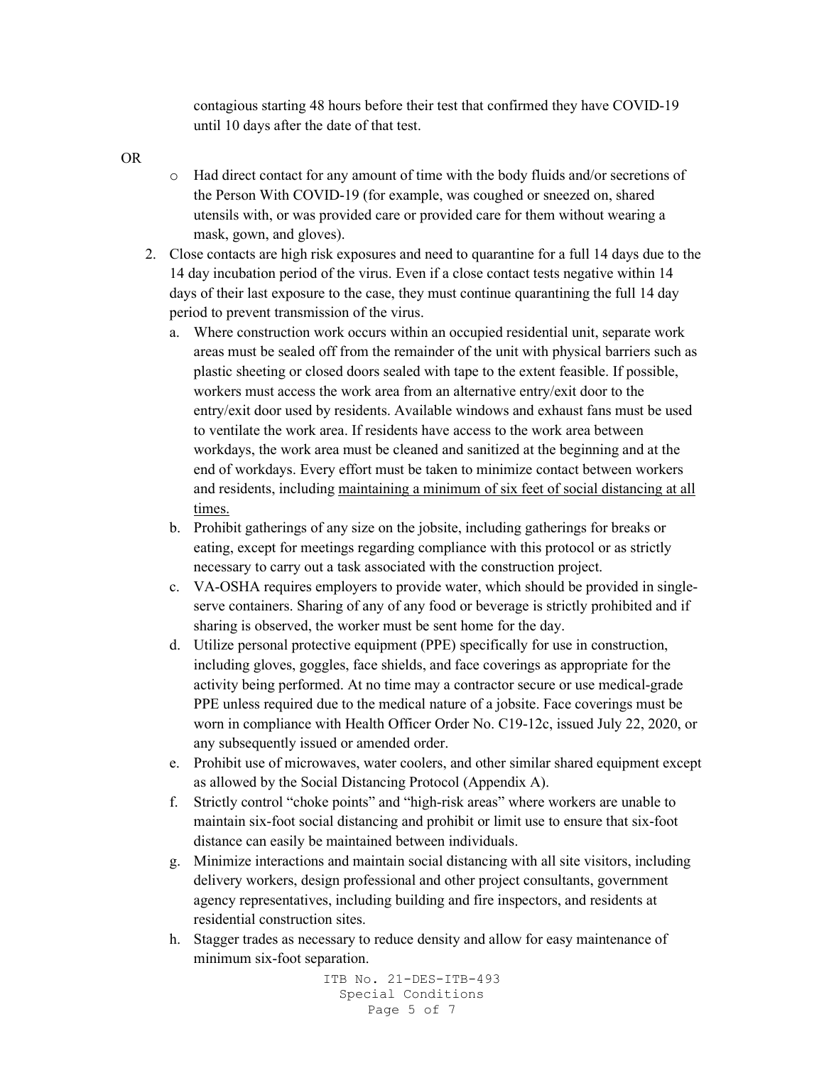contagious starting 48 hours before their test that confirmed they have COVID-19 until 10 days after the date of that test.

OR

- Had direct contact for any amount of time with the body fluids and/or secretions of the Person With COVID-19 (for example, was coughed or sneezed on, shared utensils with, or was provided care or provided care for them without wearing a mask, gown, and gloves).

2. Close contacts are high risk exposures and need to quarantine for a full 14 days due to the 14 day incubation period of the virus. Even if a close contact tests negative within 14 days of their last exposure to the case, they must continue quarantining the full 14 day period to prevent transmission of the virus.
   a. Where construction work occurs within an occupied residential unit, separate work areas must be sealed off from the remainder of the unit with physical barriers such as plastic sheeting or closed doors sealed with tape to the extent feasible. If possible, workers must access the work area from an alternative entry/exit door to the entry/exit door used by residents. Available windows and exhaust fans must be used to ventilate the work area. If residents have access to the work area between workdays, the work area must be cleaned and sanitized at the beginning and at the end of workdays. Every effort must be taken to minimize contact between workers and residents, including <u>maintaining a minimum of six feet of social distancing at all times.</u>
   b. Prohibit gatherings of any size on the jobsite, including gatherings for breaks or eating, except for meetings regarding compliance with this protocol or as strictly necessary to carry out a task associated with the construction project.
   c. VA-OSHA requires employers to provide water, which should be provided in single-serve containers. Sharing of any of any food or beverage is strictly prohibited and if sharing is observed, the worker must be sent home for the day.
   d. Utilize personal protective equipment (PPE) specifically for use in construction, including gloves, goggles, face shields, and face coverings as appropriate for the activity being performed. At no time may a contractor secure or use medical-grade PPE unless required due to the medical nature of a jobsite. Face coverings must be worn in compliance with Health Officer Order No. C19-12c, issued July 22, 2020, or any subsequently issued or amended order.
   e. Prohibit use of microwaves, water coolers, and other similar shared equipment except as allowed by the Social Distancing Protocol (Appendix A).
   f. Strictly control "choke points" and "high-risk areas" where workers are unable to maintain six-foot social distancing and prohibit or limit use to ensure that six-foot distance can easily be maintained between individuals.
   g. Minimize interactions and maintain social distancing with all site visitors, including delivery workers, design professional and other project consultants, government agency representatives, including building and fire inspectors, and residents at residential construction sites.
   h. Stagger trades as necessary to reduce density and allow for easy maintenance of minimum six-foot separation.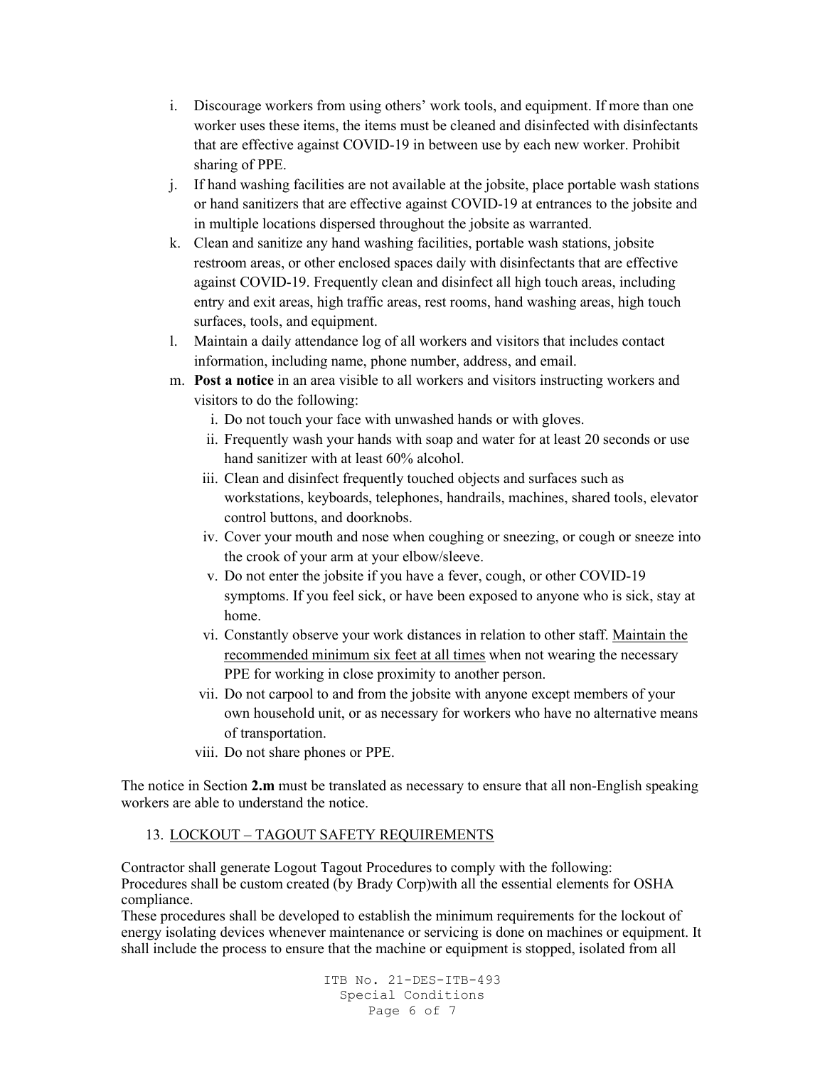i. Discourage workers from using others' work tools, and equipment. If more than one worker uses these items, the items must be cleaned and disinfected with disinfectants that are effective against COVID-19 in between use by each new worker. Prohibit sharing of PPE.

j. If hand washing facilities are not available at the jobsite, place portable wash stations or hand sanitizers that are effective against COVID-19 at entrances to the jobsite and in multiple locations dispersed throughout the jobsite as warranted.

k. Clean and sanitize any hand washing facilities, portable wash stations, jobsite restroom areas, or other enclosed spaces daily with disinfectants that are effective against COVID-19. Frequently clean and disinfect all high touch areas, including entry and exit areas, high traffic areas, rest rooms, hand washing areas, high touch surfaces, tools, and equipment.

l. Maintain a daily attendance log of all workers and visitors that includes contact information, including name, phone number, address, and email.

m. **Post a notice** in an area visible to all workers and visitors instructing workers and visitors to do the following:

   i. Do not touch your face with unwashed hands or with gloves.

   ii. Frequently wash your hands with soap and water for at least 20 seconds or use hand sanitizer with at least 60% alcohol.

   iii. Clean and disinfect frequently touched objects and surfaces such as workstations, keyboards, telephones, handrails, machines, shared tools, elevator control buttons, and doorknobs.

   iv. Cover your mouth and nose when coughing or sneezing, or cough or sneeze into the crook of your arm at your elbow/sleeve.

   v. Do not enter the jobsite if you have a fever, cough, or other COVID-19 symptoms. If you feel sick, or have been exposed to anyone who is sick, stay at home.

   vi. Constantly observe your work distances in relation to other staff. <u>Maintain the recommended minimum six feet at all times</u> when not wearing the necessary PPE for working in close proximity to another person.

   vii. Do not carpool to and from the jobsite with anyone except members of your own household unit, or as necessary for workers who have no alternative means of transportation.

   viii. Do not share phones or PPE.

The notice in Section **2.m** must be translated as necessary to ensure that all non-English speaking workers are able to understand the notice.

## 13. <u>LOCKOUT – TAGOUT SAFETY REQUIREMENTS</u>

Contractor shall generate Logout Tagout Procedures to comply with the following:
Procedures shall be custom created (by Brady Corp)with all the essential elements for OSHA compliance.
These procedures shall be developed to establish the minimum requirements for the lockout of energy isolating devices whenever maintenance or servicing is done on machines or equipment. It shall include the process to ensure that the machine or equipment is stopped, isolated from all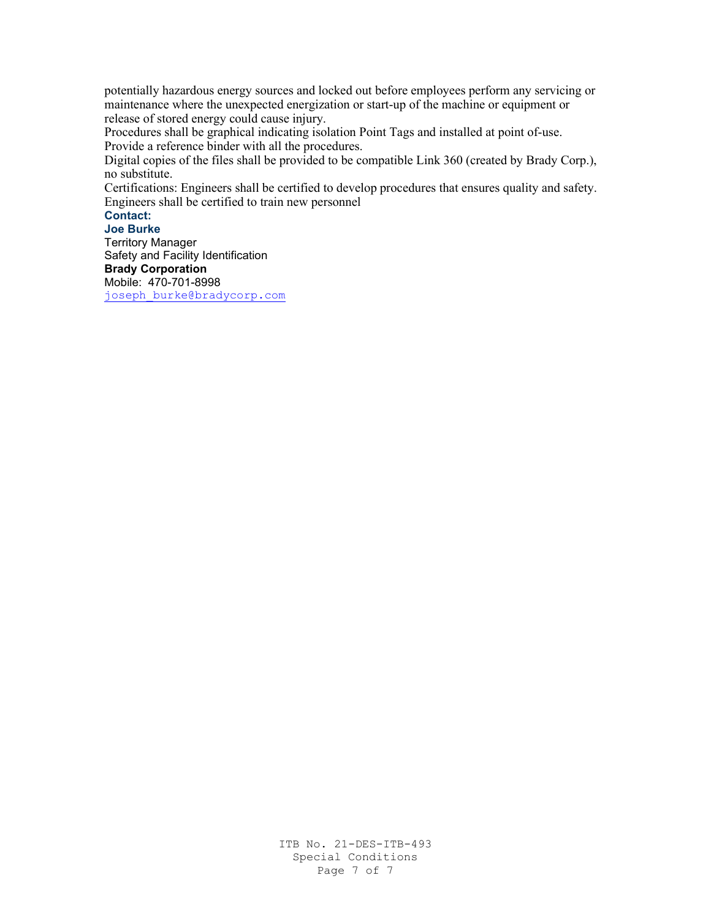potentially hazardous energy sources and locked out before employees perform any servicing or maintenance where the unexpected energization or start-up of the machine or equipment or release of stored energy could cause injury.

Procedures shall be graphical indicating isolation Point Tags and installed at point of-use.

Provide a reference binder with all the procedures.

Digital copies of the files shall be provided to be compatible Link 360 (created by Brady Corp.), no substitute.

Certifications: Engineers shall be certified to develop procedures that ensures quality and safety. Engineers shall be certified to train new personnel

**Contact:**

**Joe Burke**
Territory Manager
Safety and Facility Identification
**Brady Corporation**
Mobile: 470-701-8998
joseph_burke@bradycorp.com